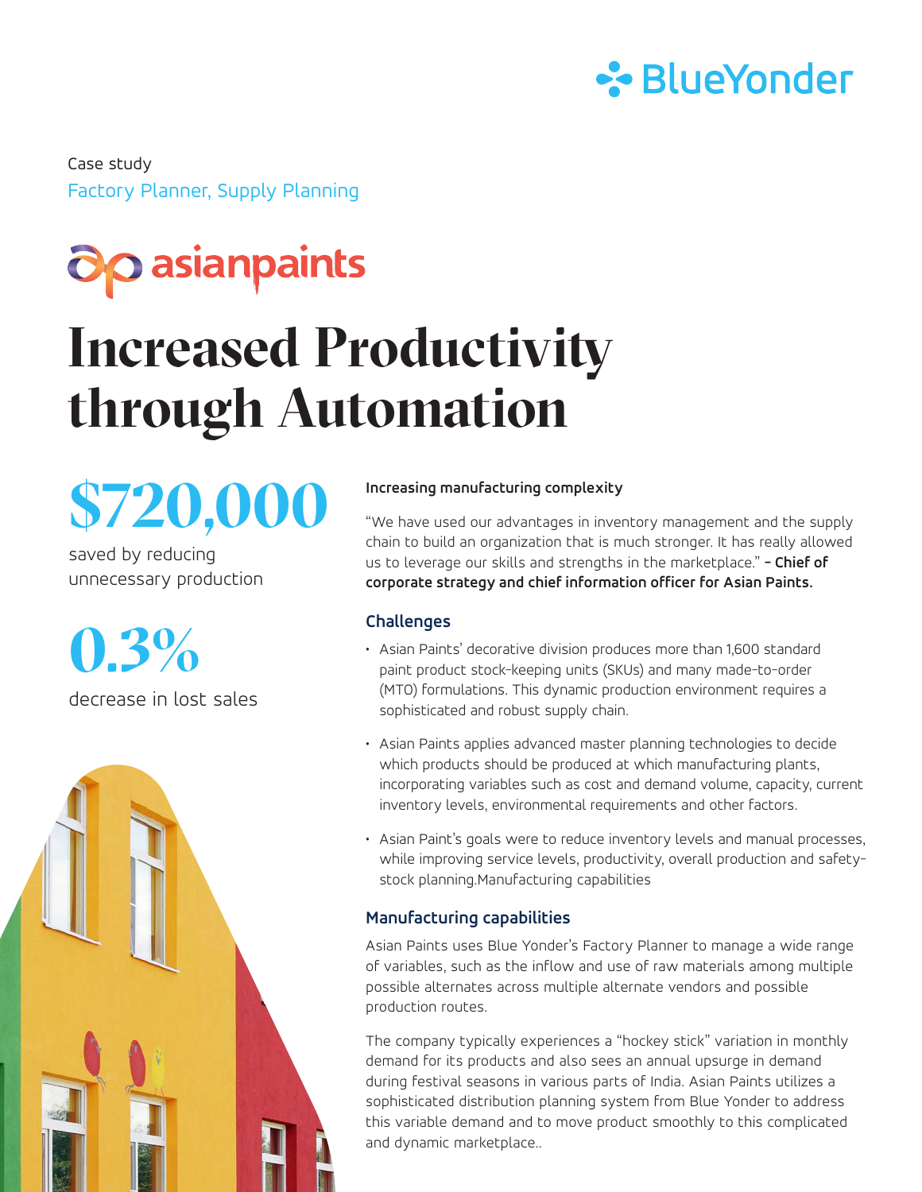BlueYonder

Case study

Factory Planner, Supply Planning

asianpaints

# Increased Productivity through Automation

**$720,000**

saved by reducing unnecessary production

**0.3%**

decrease in lost sales

**Increasing manufacturing complexity**

"We have used our advantages in inventory management and the supply chain to build an organization that is much stronger. It has really allowed us to leverage our skills and strengths in the marketplace." **– Chief of corporate strategy and chief information officer for Asian Paints.**

## Challenges

- Asian Paints' decorative division produces more than 1,600 standard paint product stock-keeping units (SKUs) and many made-to-order (MTO) formulations. This dynamic production environment requires a sophisticated and robust supply chain.
- Asian Paints applies advanced master planning technologies to decide which products should be produced at which manufacturing plants, incorporating variables such as cost and demand volume, capacity, current inventory levels, environmental requirements and other factors.
- Asian Paint's goals were to reduce inventory levels and manual processes, while improving service levels, productivity, overall production and safety-stock planning.Manufacturing capabilities

## Manufacturing capabilities

Asian Paints uses Blue Yonder's Factory Planner to manage a wide range of variables, such as the inflow and use of raw materials among multiple possible alternates across multiple alternate vendors and possible production routes.

The company typically experiences a "hockey stick" variation in monthly demand for its products and also sees an annual upsurge in demand during festival seasons in various parts of India. Asian Paints utilizes a sophisticated distribution planning system from Blue Yonder to address this variable demand and to move product smoothly to this complicated and dynamic marketplace..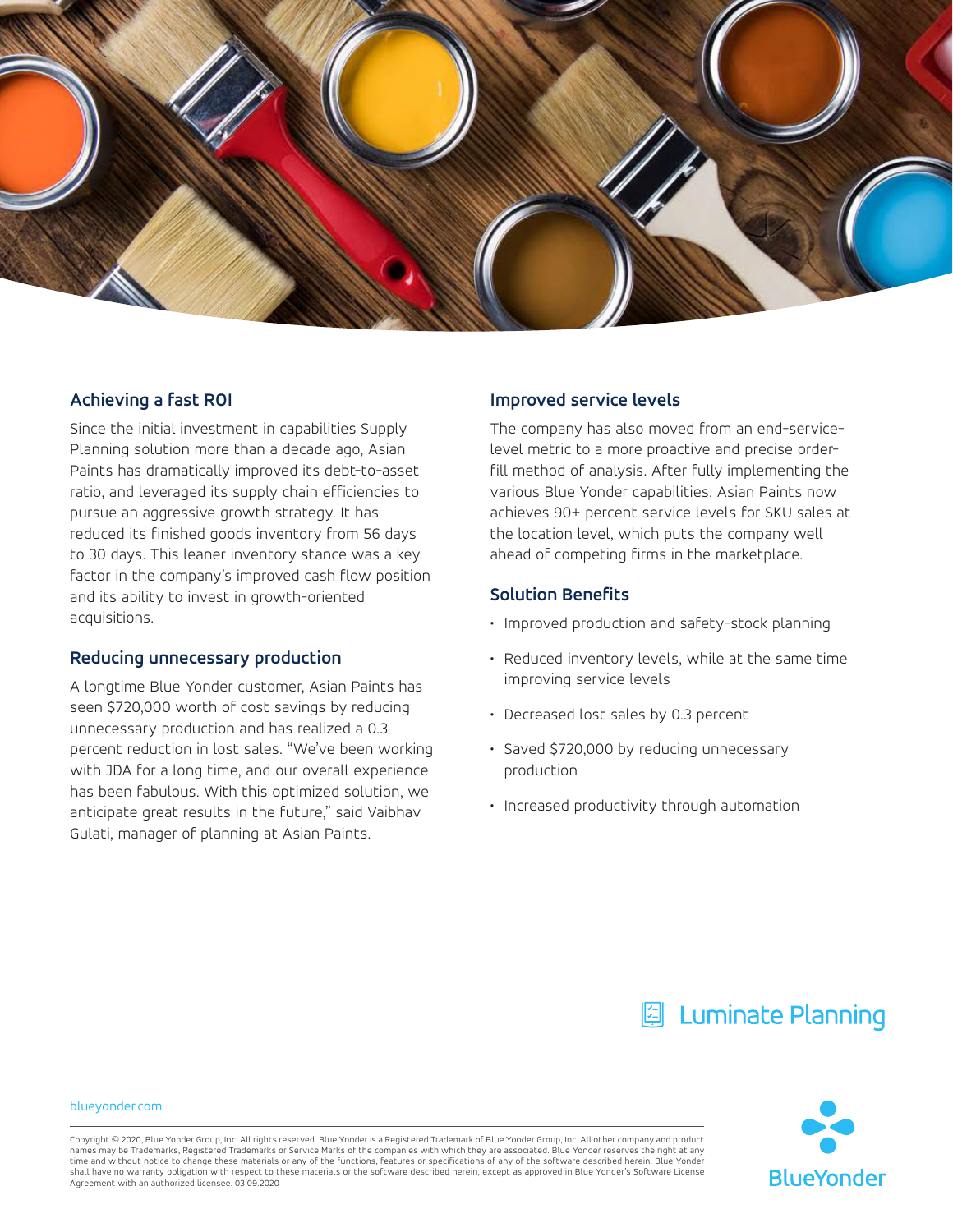## Achieving a fast ROI

Since the initial investment in capabilities Supply Planning solution more than a decade ago, Asian Paints has dramatically improved its debt-to-asset ratio, and leveraged its supply chain efficiencies to pursue an aggressive growth strategy. It has reduced its finished goods inventory from 56 days to 30 days. This leaner inventory stance was a key factor in the company's improved cash flow position and its ability to invest in growth-oriented acquisitions.

## Reducing unnecessary production

A longtime Blue Yonder customer, Asian Paints has seen $720,000 worth of cost savings by reducing unnecessary production and has realized a 0.3 percent reduction in lost sales. "We've been working with JDA for a long time, and our overall experience has been fabulous. With this optimized solution, we anticipate great results in the future," said Vaibhav Gulati, manager of planning at Asian Paints.

## Improved service levels

The company has also moved from an end-service-level metric to a more proactive and precise order-fill method of analysis. After fully implementing the various Blue Yonder capabilities, Asian Paints now achieves 90+ percent service levels for SKU sales at the location level, which puts the company well ahead of competing firms in the marketplace.

## Solution Benefits

- Improved production and safety-stock planning
- Reduced inventory levels, while at the same time improving service levels
- Decreased lost sales by 0.3 percent
- Saved $720,000 by reducing unnecessary production
- Increased productivity through automation

Luminate Planning

blueyonder.com

Copyright © 2020, Blue Yonder Group, Inc. All rights reserved. Blue Yonder is a Registered Trademark of Blue Yonder Group, Inc. All other company and product names may be Trademarks, Registered Trademarks or Service Marks of the companies with which they are associated. Blue Yonder reserves the right at any time and without notice to change these materials or any of the functions, features or specifications of any of the software described herein. Blue Yonder shall have no warranty obligation with respect to these materials or the software described herein, except as approved in Blue Yonder's Software License Agreement with an authorized licensee. 03.09.2020

BlueYonder